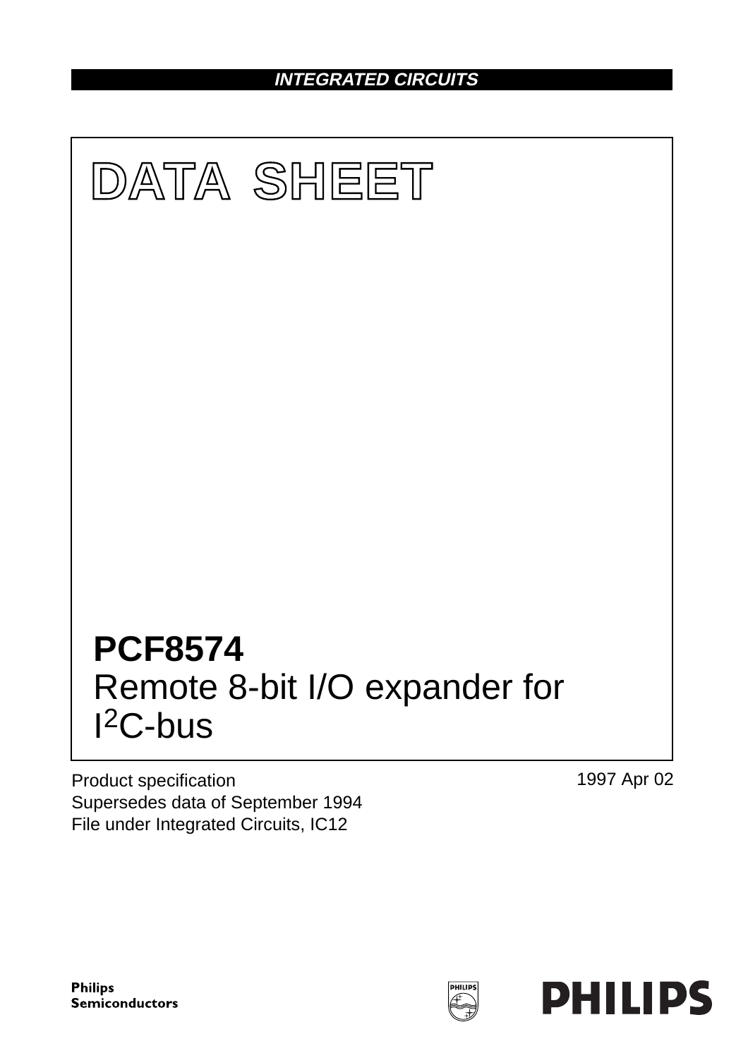**INTEGRATED CIRCUITS**

# DATA SHEET

# PCF8574
## Remote 8-bit I/O expander for I²C-bus

Product specification
Supersedes data of September 1994
File under Integrated Circuits, IC12

1997 Apr 02

Philips
Semiconductors

PHILIPS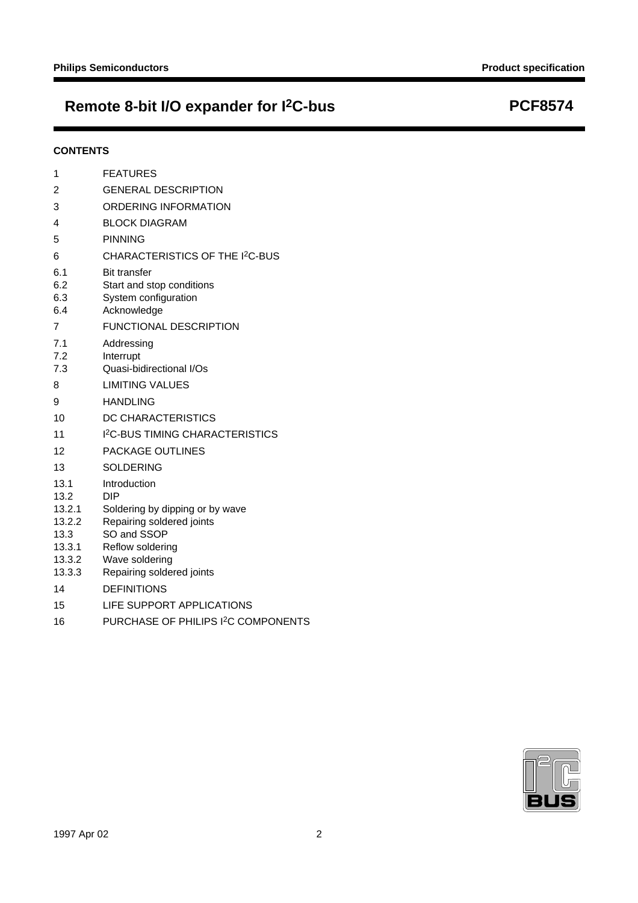## CONTENTS

| | |
|---|---|
| 1 | FEATURES |
| 2 | GENERAL DESCRIPTION |
| 3 | ORDERING INFORMATION |
| 4 | BLOCK DIAGRAM |
| 5 | PINNING |
| 6 | CHARACTERISTICS OF THE I$^2$C-BUS |
| 6.1 | Bit transfer |
| 6.2 | Start and stop conditions |
| 6.3 | System configuration |
| 6.4 | Acknowledge |
| 7 | FUNCTIONAL DESCRIPTION |
| 7.1 | Addressing |
| 7.2 | Interrupt |
| 7.3 | Quasi-bidirectional I/Os |
| 8 | LIMITING VALUES |
| 9 | HANDLING |
| 10 | DC CHARACTERISTICS |
| 11 | I$^2$C-BUS TIMING CHARACTERISTICS |
| 12 | PACKAGE OUTLINES |
| 13 | SOLDERING |
| 13.1 | Introduction |
| 13.2 | DIP |
| 13.2.1 | Soldering by dipping or by wave |
| 13.2.2 | Repairing soldered joints |
| 13.3 | SO and SSOP |
| 13.3.1 | Reflow soldering |
| 13.3.2 | Wave soldering |
| 13.3.3 | Repairing soldered joints |
| 14 | DEFINITIONS |
| 15 | LIFE SUPPORT APPLICATIONS |
| 16 | PURCHASE OF PHILIPS I$^2$C COMPONENTS |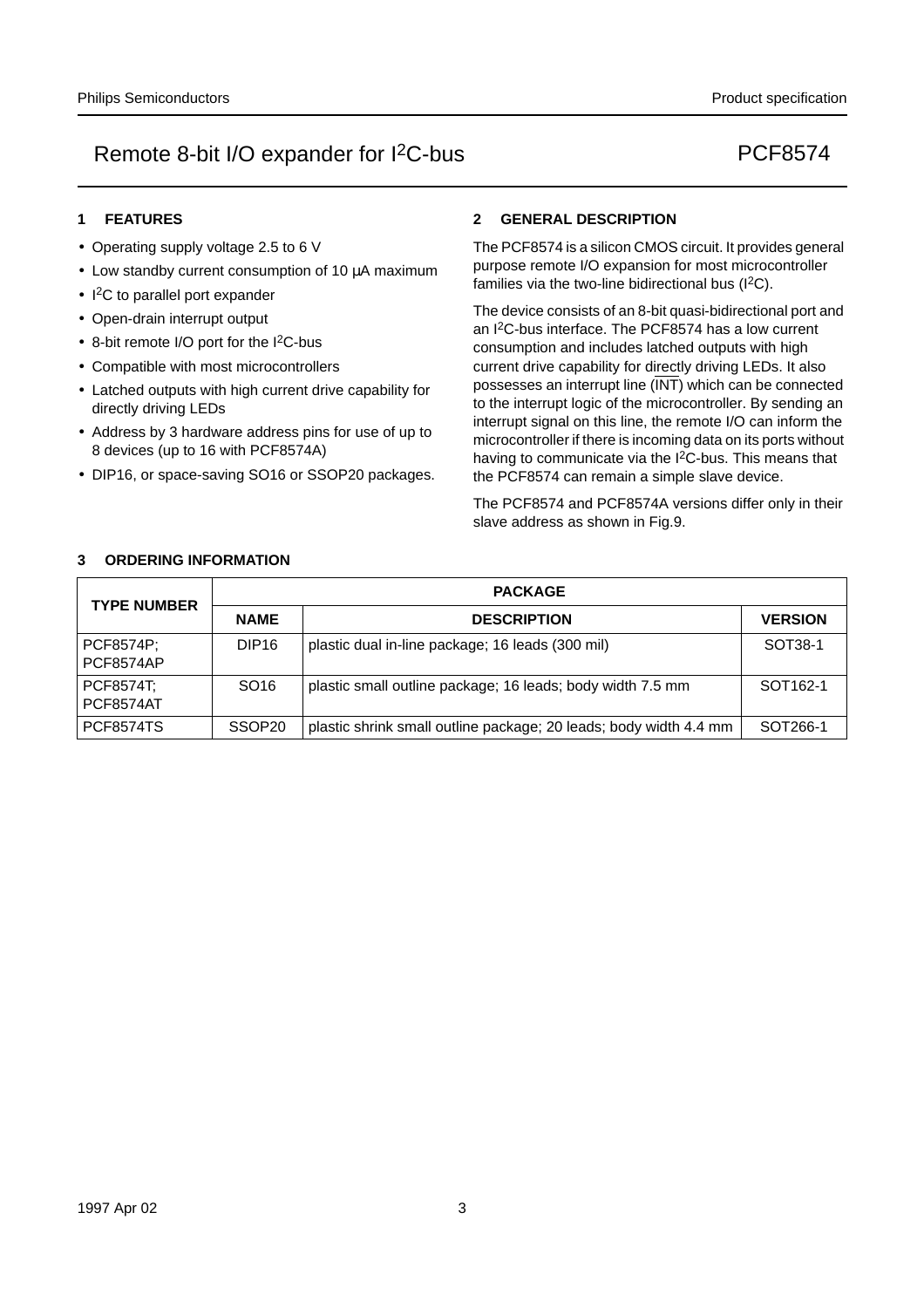# Remote 8-bit I/O expander for $I^2C$-bus — PCF8574

## 1 FEATURES

- Operating supply voltage 2.5 to 6 V
- Low standby current consumption of 10 μA maximum
- $I^2C$ to parallel port expander
- Open-drain interrupt output
- 8-bit remote I/O port for the $I^2C$-bus
- Compatible with most microcontrollers
- Latched outputs with high current drive capability for directly driving LEDs
- Address by 3 hardware address pins for use of up to 8 devices (up to 16 with PCF8574A)
- DIP16, or space-saving SO16 or SSOP20 packages.

## 2 GENERAL DESCRIPTION

The PCF8574 is a silicon CMOS circuit. It provides general purpose remote I/O expansion for most microcontroller families via the two-line bidirectional bus ($I^2C$).

The device consists of an 8-bit quasi-bidirectional port and an $I^2C$-bus interface. The PCF8574 has a low current consumption and includes latched outputs with high current drive capability for directly driving LEDs. It also possesses an interrupt line ($\overline{INT}$) which can be connected to the interrupt logic of the microcontroller. By sending an interrupt signal on this line, the remote I/O can inform the microcontroller if there is incoming data on its ports without having to communicate via the $I^2C$-bus. This means that the PCF8574 can remain a simple slave device.

The PCF8574 and PCF8574A versions differ only in their slave address as shown in Fig.9.

## 3 ORDERING INFORMATION

| TYPE NUMBER | PACKAGE | | |
|---|---|---|---|
| | NAME | DESCRIPTION | VERSION |
| PCF8574P; PCF8574AP | DIP16 | plastic dual in-line package; 16 leads (300 mil) | SOT38-1 |
| PCF8574T; PCF8574AT | SO16 | plastic small outline package; 16 leads; body width 7.5 mm | SOT162-1 |
| PCF8574TS | SSOP20 | plastic shrink small outline package; 20 leads; body width 4.4 mm | SOT266-1 |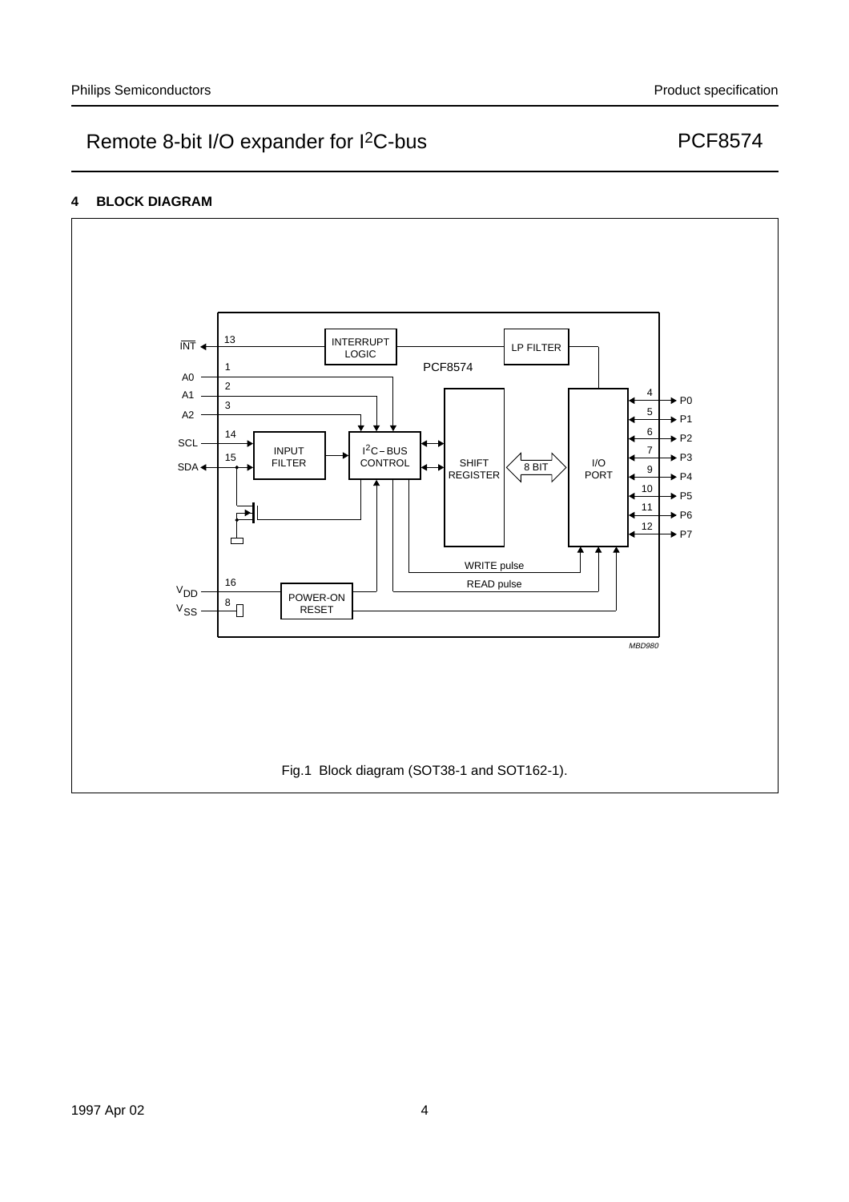## 4 BLOCK DIAGRAM

Fig.1 Block diagram (SOT38-1 and SOT162-1).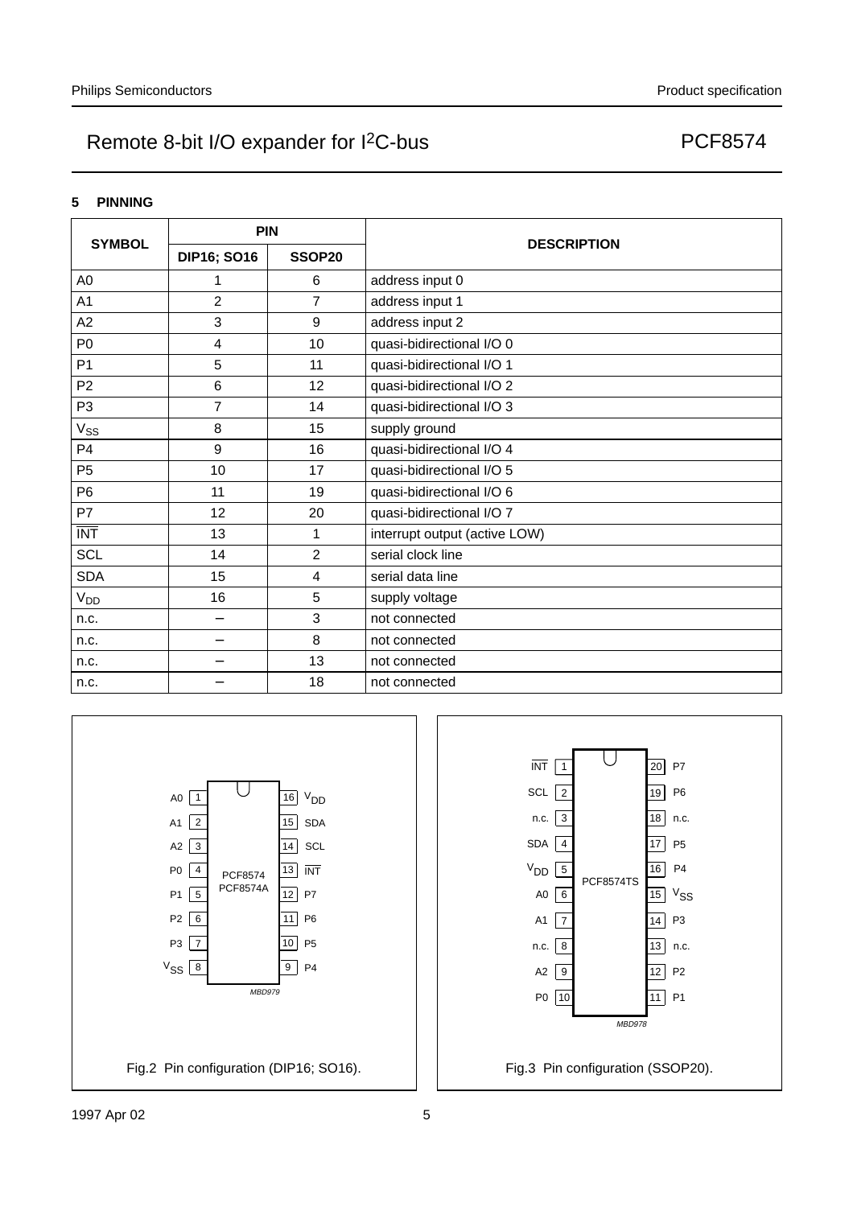## 5 PINNING

| SYMBOL | PIN | | DESCRIPTION |
|---|---|---|---|
| | DIP16; SO16 | SSOP20 | |
| A0 | 1 | 6 | address input 0 |
| A1 | 2 | 7 | address input 1 |
| A2 | 3 | 9 | address input 2 |
| P0 | 4 | 10 | quasi-bidirectional I/O 0 |
| P1 | 5 | 11 | quasi-bidirectional I/O 1 |
| P2 | 6 | 12 | quasi-bidirectional I/O 2 |
| P3 | 7 | 14 | quasi-bidirectional I/O 3 |
| $V_{SS}$ | 8 | 15 | supply ground |
| P4 | 9 | 16 | quasi-bidirectional I/O 4 |
| P5 | 10 | 17 | quasi-bidirectional I/O 5 |
| P6 | 11 | 19 | quasi-bidirectional I/O 6 |
| P7 | 12 | 20 | quasi-bidirectional I/O 7 |
| $\overline{INT}$ | 13 | 1 | interrupt output (active LOW) |
| SCL | 14 | 2 | serial clock line |
| SDA | 15 | 4 | serial data line |
| $V_{DD}$ | 16 | 5 | supply voltage |
| n.c. | – | 3 | not connected |
| n.c. | – | 8 | not connected |
| n.c. | – | 13 | not connected |
| n.c. | – | 18 | not connected |

Fig.2 Pin configuration (DIP16; SO16).

Fig.3 Pin configuration (SSOP20).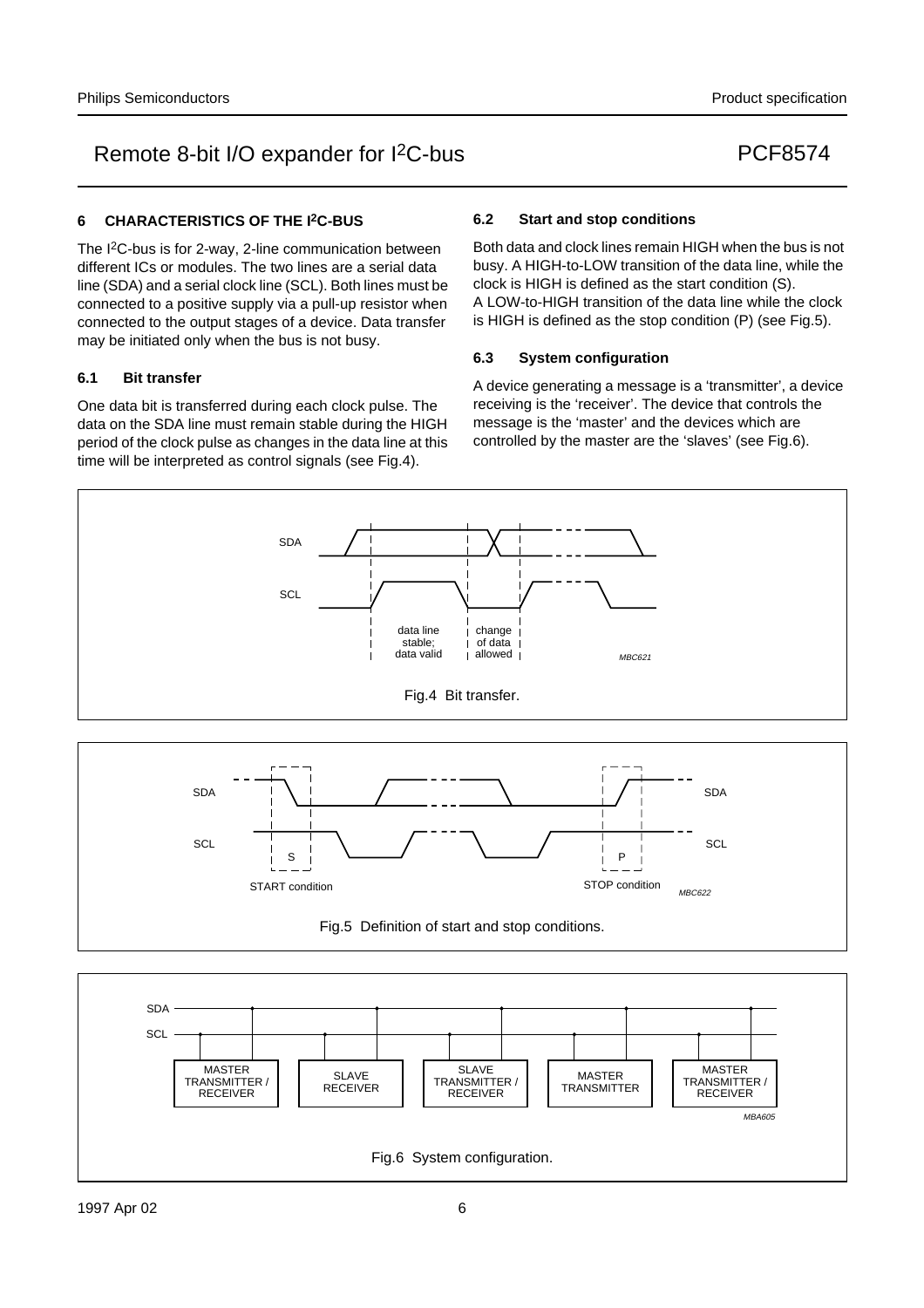## 6 CHARACTERISTICS OF THE I²C-BUS

The I²C-bus is for 2-way, 2-line communication between different ICs or modules. The two lines are a serial data line (SDA) and a serial clock line (SCL). Both lines must be connected to a positive supply via a pull-up resistor when connected to the output stages of a device. Data transfer may be initiated only when the bus is not busy.

### 6.1 Bit transfer

One data bit is transferred during each clock pulse. The data on the SDA line must remain stable during the HIGH period of the clock pulse as changes in the data line at this time will be interpreted as control signals (see Fig.4).

### 6.2 Start and stop conditions

Both data and clock lines remain HIGH when the bus is not busy. A HIGH-to-LOW transition of the data line, while the clock is HIGH is defined as the start condition (S). A LOW-to-HIGH transition of the data line while the clock is HIGH is defined as the stop condition (P) (see Fig.5).

### 6.3 System configuration

A device generating a message is a 'transmitter', a device receiving is the 'receiver'. The device that controls the message is the 'master' and the devices which are controlled by the master are the 'slaves' (see Fig.6).

Fig.4 Bit transfer.

Fig.5 Definition of start and stop conditions.

Fig.6 System configuration.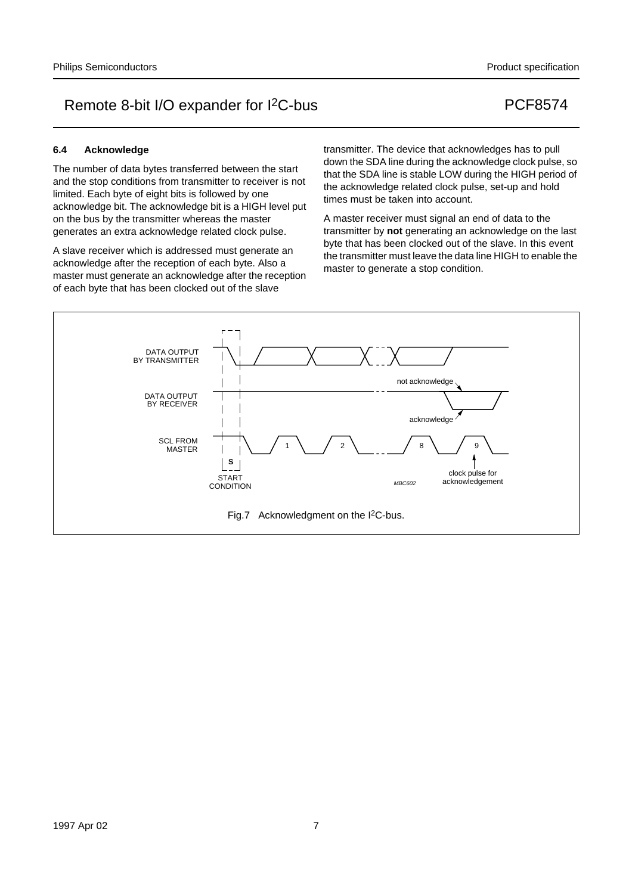### 6.4 Acknowledge

The number of data bytes transferred between the start and the stop conditions from transmitter to receiver is not limited. Each byte of eight bits is followed by one acknowledge bit. The acknowledge bit is a HIGH level put on the bus by the transmitter whereas the master generates an extra acknowledge related clock pulse.

A slave receiver which is addressed must generate an acknowledge after the reception of each byte. Also a master must generate an acknowledge after the reception of each byte that has been clocked out of the slave transmitter. The device that acknowledges has to pull down the SDA line during the acknowledge clock pulse, so that the SDA line is stable LOW during the HIGH period of the acknowledge related clock pulse, set-up and hold times must be taken into account.

A master receiver must signal an end of data to the transmitter by **not** generating an acknowledge on the last byte that has been clocked out of the slave. In this event the transmitter must leave the data line HIGH to enable the master to generate a stop condition.

Fig.7 Acknowledgment on the $I^2C$-bus.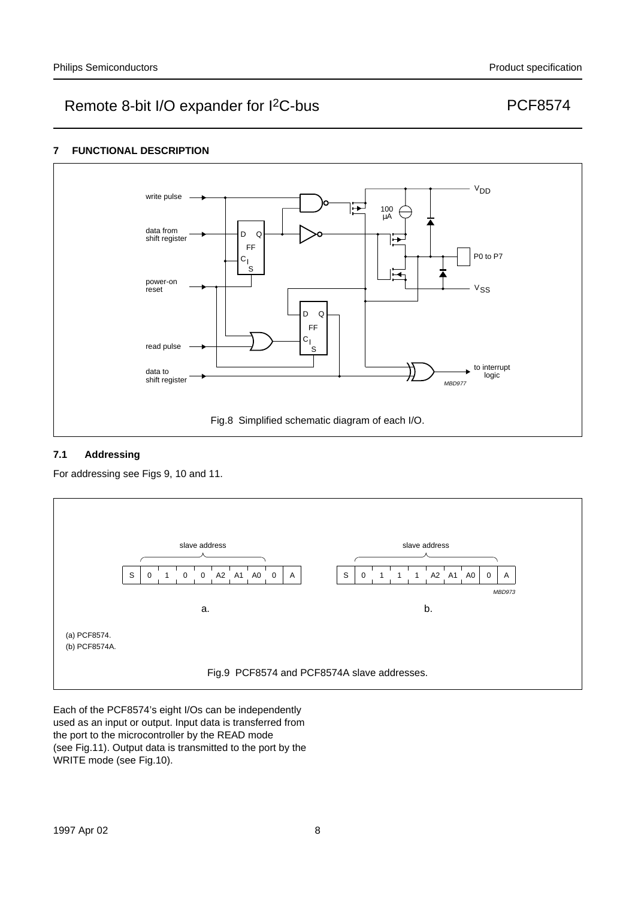## 7 FUNCTIONAL DESCRIPTION

Fig.8 Simplified schematic diagram of each I/O.

### 7.1 Addressing

For addressing see Figs 9, 10 and 11.

| S | 0 | 1 | 0 | 0 | A2 | A1 | A0 | 0 | A |
|---|---|---|---|---|---|---|---|---|---|

a.

| S | 0 | 1 | 1 | 1 | A2 | A1 | A0 | 0 | A |
|---|---|---|---|---|---|---|---|---|---|

b.

(a) PCF8574.
(b) PCF8574A.

Fig.9 PCF8574 and PCF8574A slave addresses.

Each of the PCF8574's eight I/Os can be independently used as an input or output. Input data is transferred from the port to the microcontroller by the READ mode (see Fig.11). Output data is transmitted to the port by the WRITE mode (see Fig.10).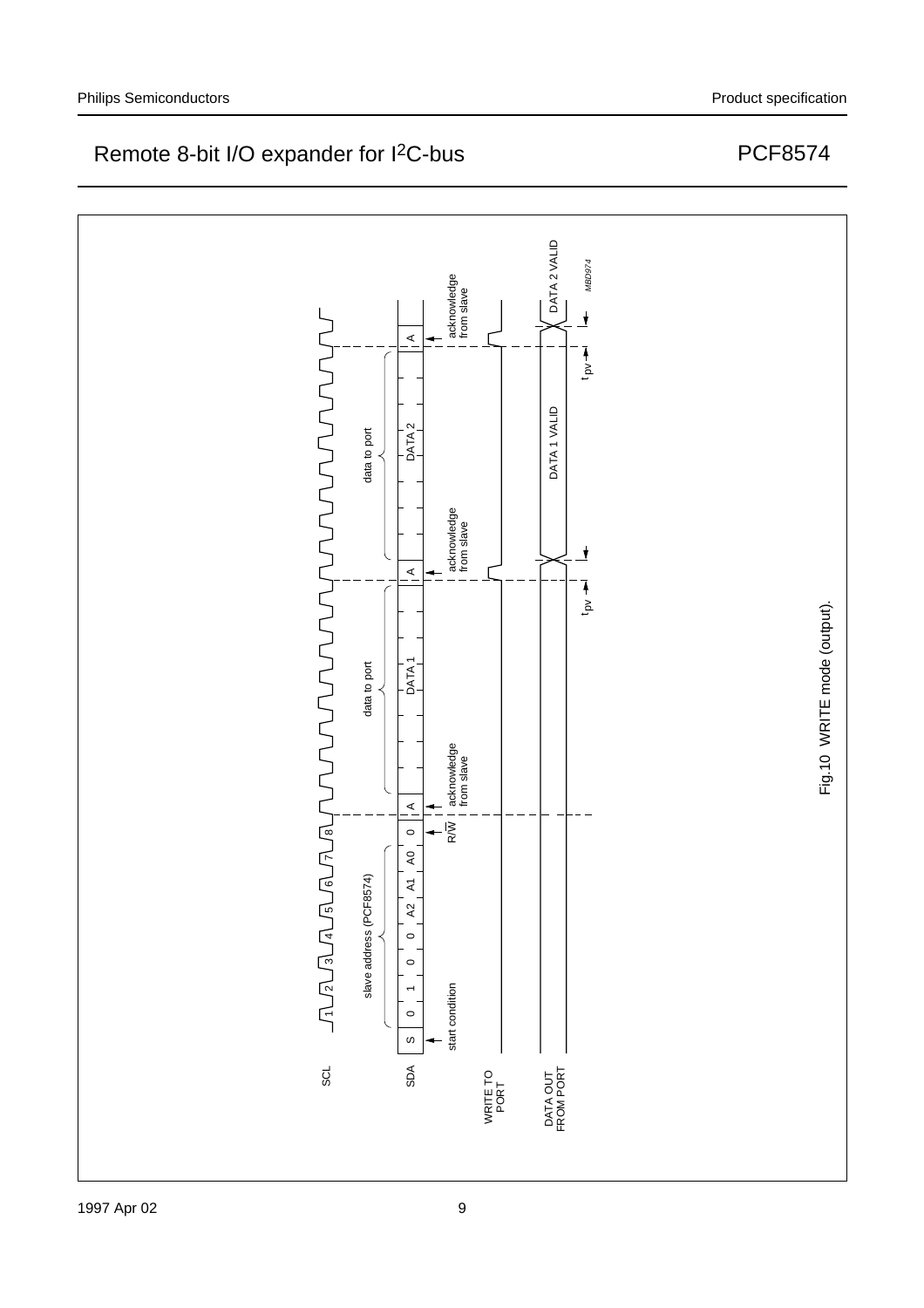Fig.10 WRITE mode (output).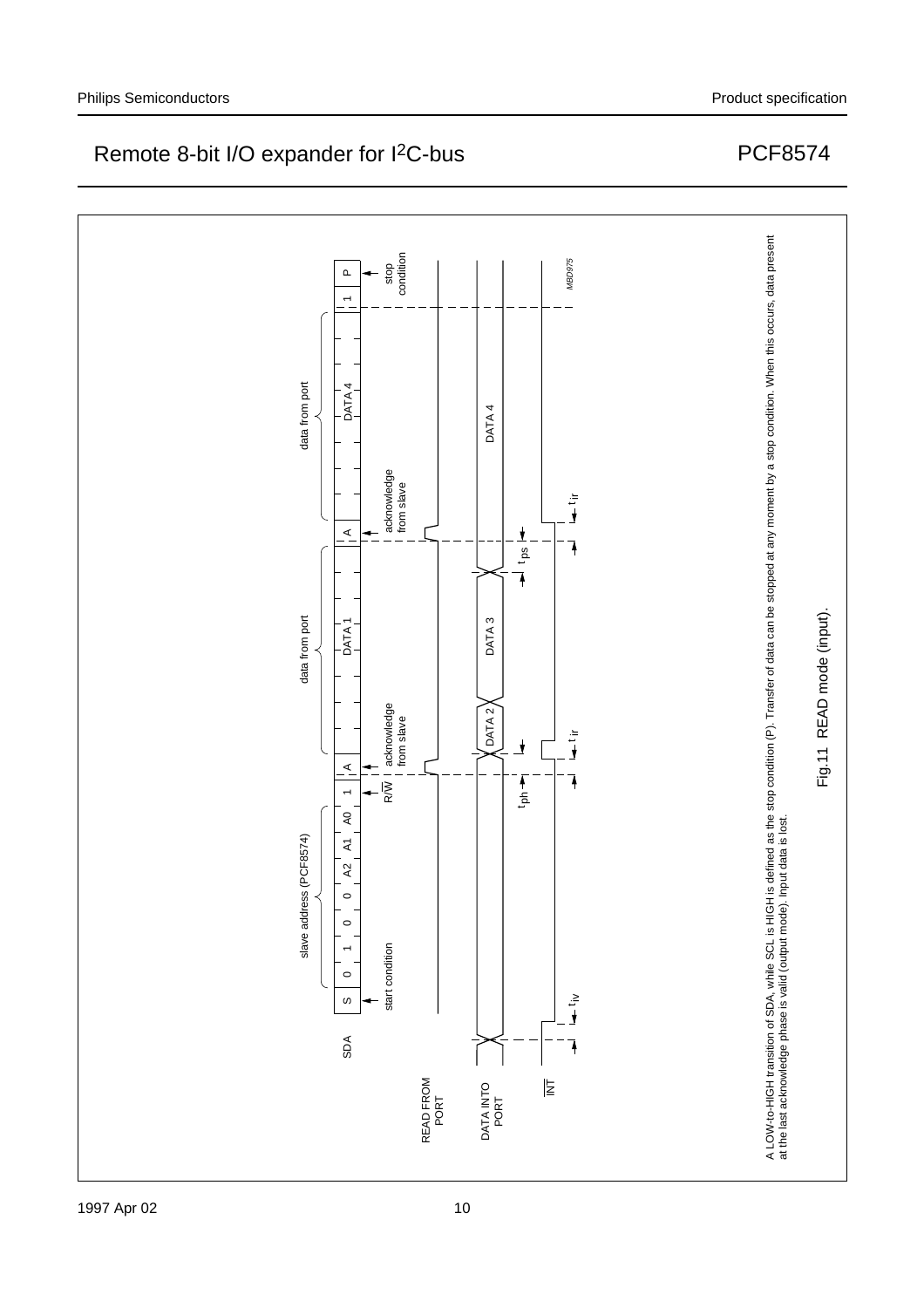A LOW-to-HIGH transition of SDA, while SCL is HIGH is defined as the stop condition (P). Transfer of data can be stopped at any moment by a stop condition. When this occurs, data present at the last acknowledge phase is valid (output mode). Input data is lost.

Fig.11 READ mode (input).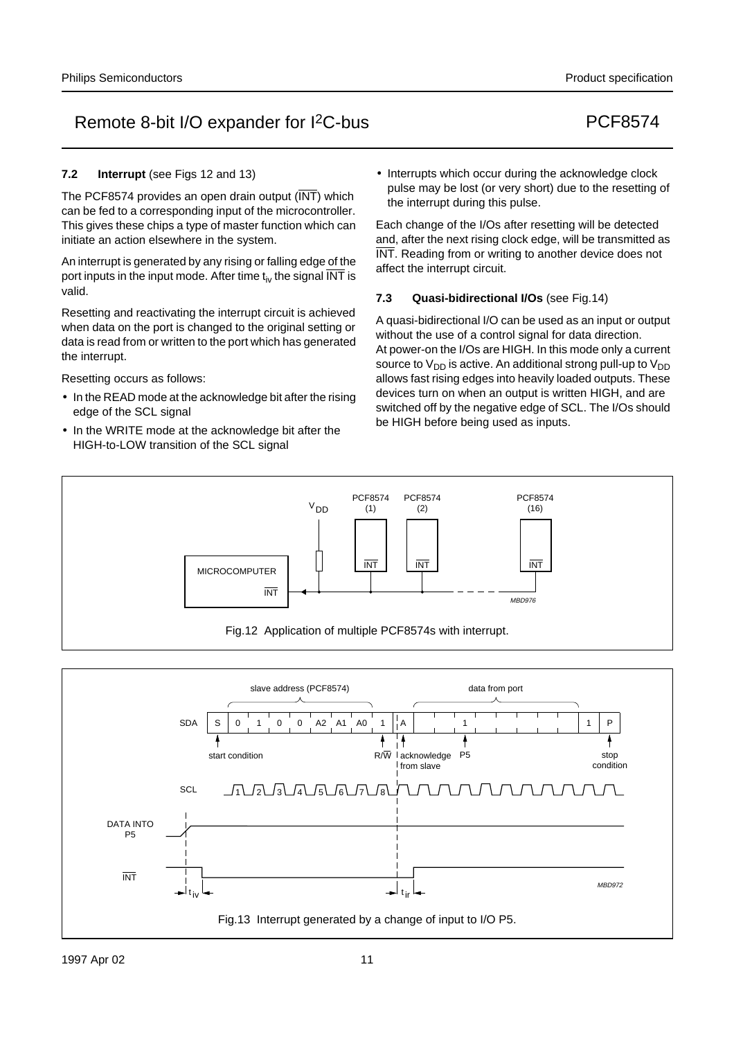### 7.2 Interrupt (see Figs 12 and 13)

The PCF8574 provides an open drain output ($\overline{INT}$) which can be fed to a corresponding input of the microcontroller. This gives these chips a type of master function which can initiate an action elsewhere in the system.

An interrupt is generated by any rising or falling edge of the port inputs in the input mode. After time $t_{iv}$ the signal $\overline{INT}$ is valid.

Resetting and reactivating the interrupt circuit is achieved when data on the port is changed to the original setting or data is read from or written to the port which has generated the interrupt.

Resetting occurs as follows:

- In the READ mode at the acknowledge bit after the rising edge of the SCL signal
- In the WRITE mode at the acknowledge bit after the HIGH-to-LOW transition of the SCL signal
- Interrupts which occur during the acknowledge clock pulse may be lost (or very short) due to the resetting of the interrupt during this pulse.

Each change of the I/Os after resetting will be detected and, after the next rising clock edge, will be transmitted as $\overline{INT}$. Reading from or writing to another device does not affect the interrupt circuit.

### 7.3 Quasi-bidirectional I/Os (see Fig.14)

A quasi-bidirectional I/O can be used as an input or output without the use of a control signal for data direction. At power-on the I/Os are HIGH. In this mode only a current source to $V_{DD}$ is active. An additional strong pull-up to $V_{DD}$ allows fast rising edges into heavily loaded outputs. These devices turn on when an output is written HIGH, and are switched off by the negative edge of SCL. The I/Os should be HIGH before being used as inputs.

Fig.12 Application of multiple PCF8574s with interrupt.

Fig.13 Interrupt generated by a change of input to I/O P5.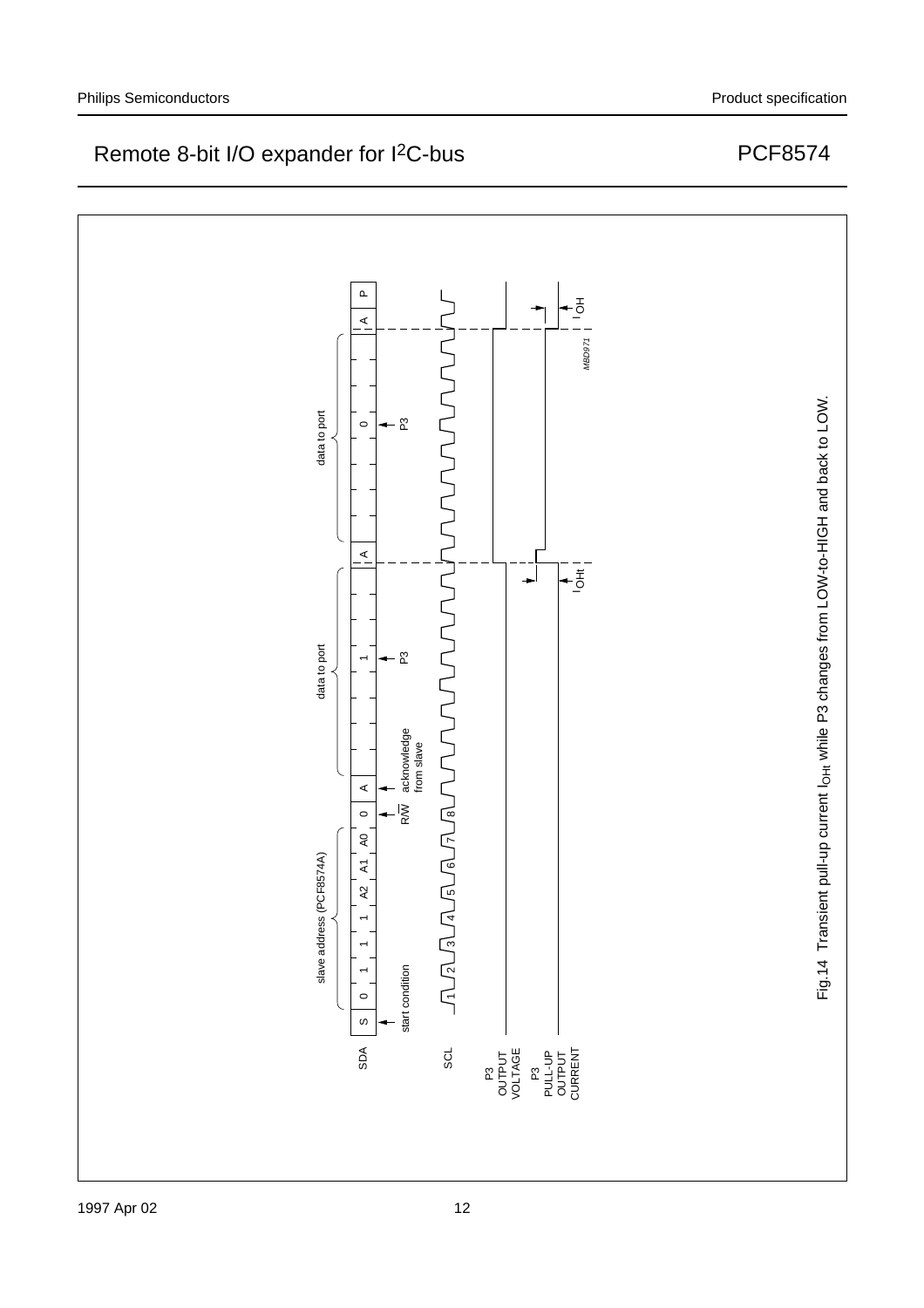Fig.14 Transient pull-up current $I_{OHt}$ while P3 changes from LOW-to-HIGH and back to LOW.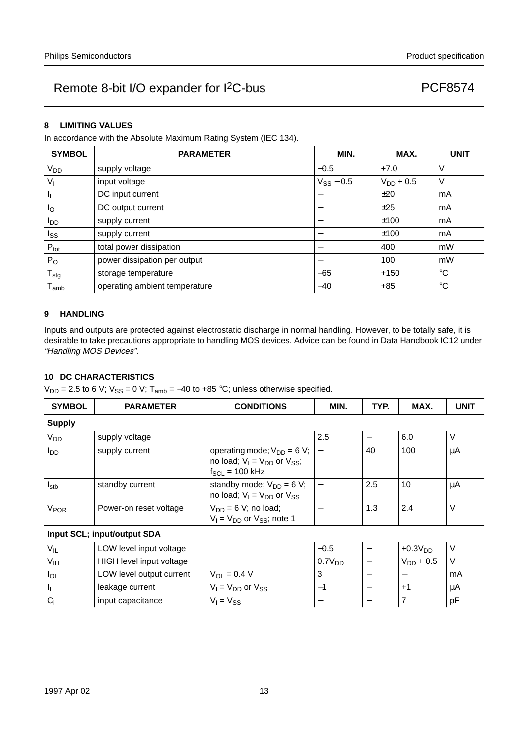## 8 LIMITING VALUES

In accordance with the Absolute Maximum Rating System (IEC 134).

| SYMBOL | PARAMETER | MIN. | MAX. | UNIT |
|---|---|---|---|---|
| $V_{DD}$ | supply voltage | −0.5 | +7.0 | V |
| $V_I$ | input voltage | $V_{SS}$ − 0.5 | $V_{DD}$ + 0.5 | V |
| $I_I$ | DC input current | − | ±20 | mA |
| $I_O$ | DC output current | − | ±25 | mA |
| $I_{DD}$ | supply current | − | ±100 | mA |
| $I_{SS}$ | supply current | − | ±100 | mA |
| $P_{tot}$ | total power dissipation | − | 400 | mW |
| $P_O$ | power dissipation per output | − | 100 | mW |
| $T_{stg}$ | storage temperature | −65 | +150 | °C |
| $T_{amb}$ | operating ambient temperature | −40 | +85 | °C |

## 9 HANDLING

Inputs and outputs are protected against electrostatic discharge in normal handling. However, to be totally safe, it is desirable to take precautions appropriate to handling MOS devices. Advice can be found in Data Handbook IC12 under *"Handling MOS Devices"*.

## 10 DC CHARACTERISTICS

$V_{DD}$ = 2.5 to 6 V; $V_{SS}$ = 0 V; $T_{amb}$ = −40 to +85 °C; unless otherwise specified.

| SYMBOL | PARAMETER | CONDITIONS | MIN. | TYP. | MAX. | UNIT |
|---|---|---|---|---|---|---|
| **Supply** | | | | | | |
| $V_{DD}$ | supply voltage | | 2.5 | − | 6.0 | V |
| $I_{DD}$ | supply current | operating mode; $V_{DD}$ = 6 V; no load; $V_I$ = $V_{DD}$ or $V_{SS}$; $f_{SCL}$ = 100 kHz | − | 40 | 100 | μA |
| $I_{stb}$ | standby current | standby mode; $V_{DD}$ = 6 V; no load; $V_I$ = $V_{DD}$ or $V_{SS}$ | − | 2.5 | 10 | μA |
| $V_{POR}$ | Power-on reset voltage | $V_{DD}$ = 6 V; no load; $V_I$ = $V_{DD}$ or $V_{SS}$; note 1 | − | 1.3 | 2.4 | V |
| **Input SCL; input/output SDA** | | | | | | |
| $V_{IL}$ | LOW level input voltage | | −0.5 | − | +0.3$V_{DD}$ | V |
| $V_{IH}$ | HIGH level input voltage | | 0.7$V_{DD}$ | − | $V_{DD}$ + 0.5 | V |
| $I_{OL}$ | LOW level output current | $V_{OL}$ = 0.4 V | 3 | − | − | mA |
| $I_L$ | leakage current | $V_I$ = $V_{DD}$ or $V_{SS}$ | −1 | − | +1 | μA |
| $C_i$ | input capacitance | $V_I$ = $V_{SS}$ | − | − | 7 | pF |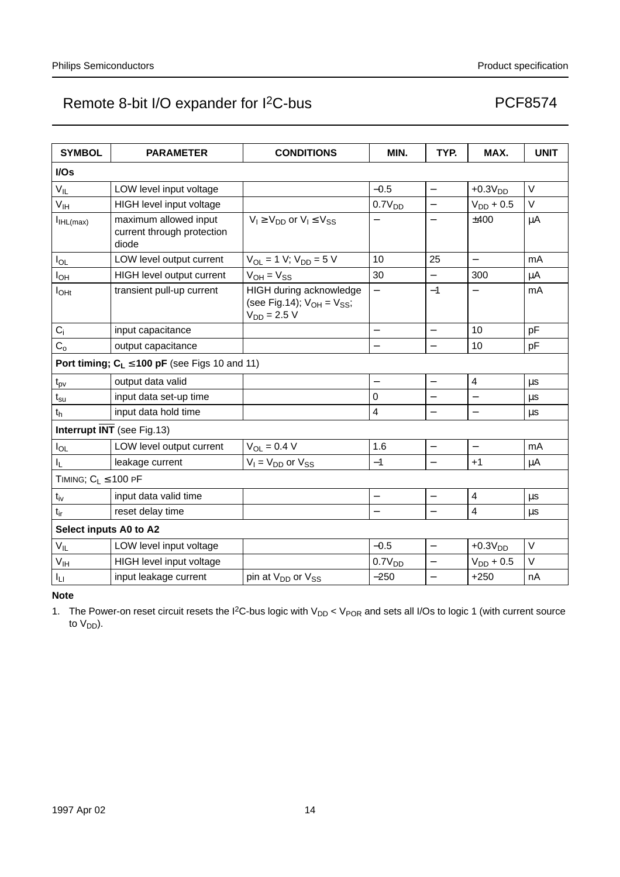| SYMBOL | PARAMETER | CONDITIONS | MIN. | TYP. | MAX. | UNIT |
|---|---|---|---|---|---|---|
| **I/Os** | | | | | | |
| $V_{IL}$ | LOW level input voltage | | −0.5 | − | $+0.3V_{DD}$ | V |
| $V_{IH}$ | HIGH level input voltage | | $0.7V_{DD}$ | − | $V_{DD} + 0.5$ | V |
| $I_{IHL(max)}$ | maximum allowed input current through protection diode | $V_I \geq V_{DD}$ or $V_I \leq V_{SS}$ | − | − | ±400 | μA |
| $I_{OL}$ | LOW level output current | $V_{OL} = 1$ V; $V_{DD} = 5$ V | 10 | 25 | − | mA |
| $I_{OH}$ | HIGH level output current | $V_{OH} = V_{SS}$ | 30 | − | 300 | μA |
| $I_{OHt}$ | transient pull-up current | HIGH during acknowledge (see Fig.14); $V_{OH} = V_{SS}$; $V_{DD} = 2.5$ V | − | −1 | − | mA |
| $C_i$ | input capacitance | | − | − | 10 | pF |
| $C_o$ | output capacitance | | − | − | 10 | pF |
| **Port timing; $C_L \leq 100$ pF** (see Figs 10 and 11) | | | | | | |
| $t_{pv}$ | output data valid | | − | − | 4 | μs |
| $t_{su}$ | input data set-up time | | 0 | − | − | μs |
| $t_h$ | input data hold time | | 4 | − | − | μs |
| **Interrupt $\overline{INT}$** (see Fig.13) | | | | | | |
| $I_{OL}$ | LOW level output current | $V_{OL} = 0.4$ V | 1.6 | − | − | mA |
| $I_L$ | leakage current | $V_I = V_{DD}$ or $V_{SS}$ | −1 | − | +1 | μA |
| TIMING; $C_L \leq 100$ PF | | | | | | |
| $t_{iv}$ | input data valid time | | − | − | 4 | μs |
| $t_{ir}$ | reset delay time | | − | − | 4 | μs |
| **Select inputs A0 to A2** | | | | | | |
| $V_{IL}$ | LOW level input voltage | | −0.5 | − | $+0.3V_{DD}$ | V |
| $V_{IH}$ | HIGH level input voltage | | $0.7V_{DD}$ | − | $V_{DD} + 0.5$ | V |
| $I_{LI}$ | input leakage current | pin at $V_{DD}$ or $V_{SS}$ | −250 | − | +250 | nA |

**Note**

1. The Power-on reset circuit resets the I²C-bus logic with $V_{DD} < V_{POR}$ and sets all I/Os to logic 1 (with current source to $V_{DD}$).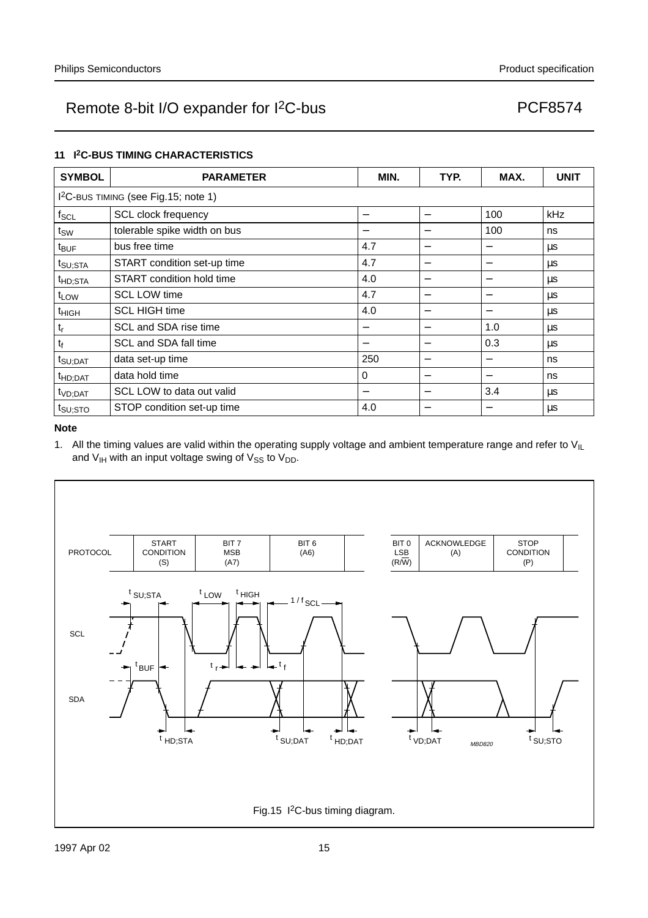## 11 I²C-BUS TIMING CHARACTERISTICS

| SYMBOL | PARAMETER | MIN. | TYP. | MAX. | UNIT |
|---|---|---|---|---|---|
| I²C-BUS TIMING (see Fig.15; note 1) | | | | | |
| $f_{SCL}$ | SCL clock frequency | − | − | 100 | kHz |
| $t_{SW}$ | tolerable spike width on bus | − | − | 100 | ns |
| $t_{BUF}$ | bus free time | 4.7 | − | − | μs |
| $t_{SU;STA}$ | START condition set-up time | 4.7 | − | − | μs |
| $t_{HD;STA}$ | START condition hold time | 4.0 | − | − | μs |
| $t_{LOW}$ | SCL LOW time | 4.7 | − | − | μs |
| $t_{HIGH}$ | SCL HIGH time | 4.0 | − | − | μs |
| $t_r$ | SCL and SDA rise time | − | − | 1.0 | μs |
| $t_f$ | SCL and SDA fall time | − | − | 0.3 | μs |
| $t_{SU;DAT}$ | data set-up time | 250 | − | − | ns |
| $t_{HD;DAT}$ | data hold time | 0 | − | − | ns |
| $t_{VD;DAT}$ | SCL LOW to data out valid | − | − | 3.4 | μs |
| $t_{SU;STO}$ | STOP condition set-up time | 4.0 | − | − | μs |

**Note**

1. All the timing values are valid within the operating supply voltage and ambient temperature range and refer to $V_{IL}$ and $V_{IH}$ with an input voltage swing of $V_{SS}$ to $V_{DD}$.

PROTOCOL: START CONDITION (S) | BIT 7 MSB (A7) | BIT 6 (A6) | ... | BIT 0 LSB (R/W) | ACKNOWLEDGE (A) | STOP CONDITION (P)

SCL, SDA; $t_{SU;STA}$, $t_{LOW}$, $t_{HIGH}$, $1/f_{SCL}$, $t_{BUF}$, $t_r$, $t_f$, $t_{HD;STA}$, $t_{SU;DAT}$, $t_{HD;DAT}$, $t_{VD;DAT}$, $t_{SU;STO}$

MBD820

Fig.15 I²C-bus timing diagram.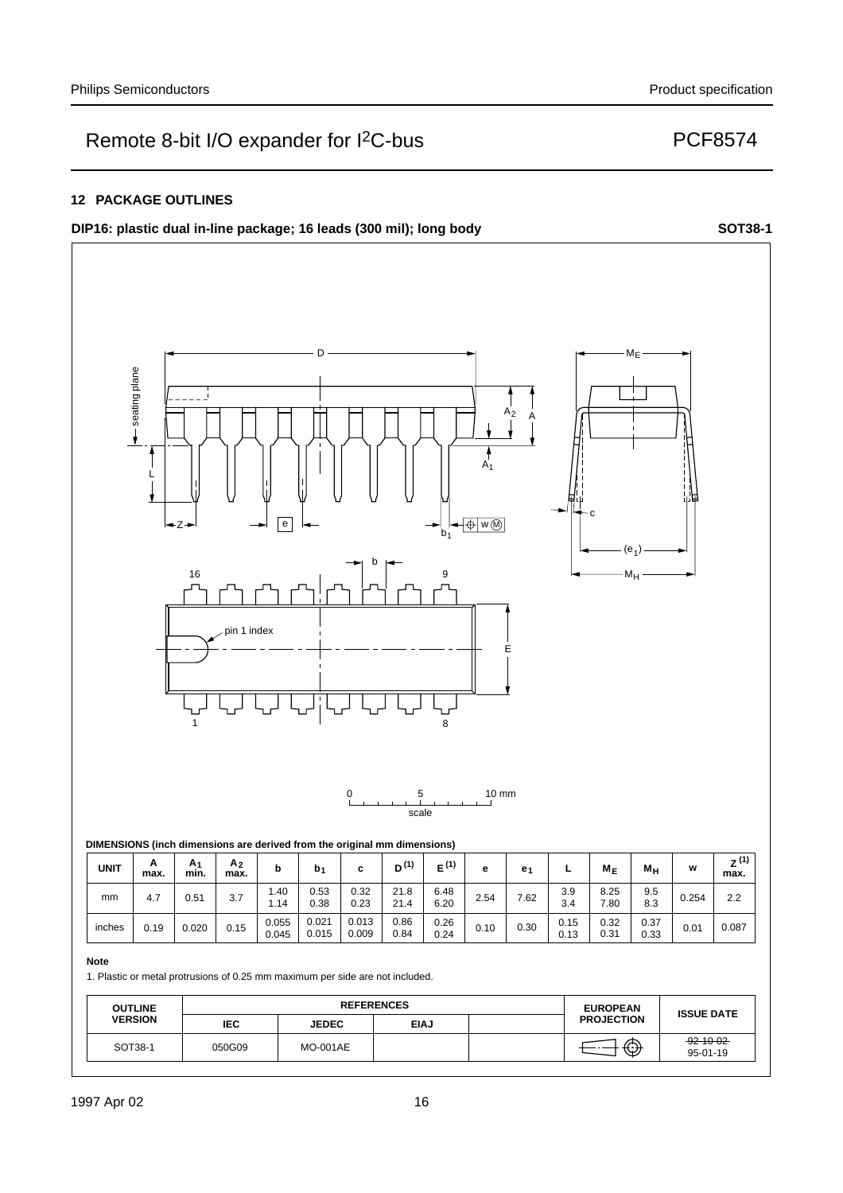## 12 PACKAGE OUTLINES

**DIP16: plastic dual in-line package; 16 leads (300 mil); long body** **SOT38-1**

**DIMENSIONS (inch dimensions are derived from the original mm dimensions)**

| UNIT | A max. | $A_1$ min. | $A_2$ max. | b | $b_1$ | c | $D^{(1)}$ | $E^{(1)}$ | e | $e_1$ | L | $M_E$ | $M_H$ | w | $Z^{(1)}$ max. |
|---|---|---|---|---|---|---|---|---|---|---|---|---|---|---|---|
| mm | 4.7 | 0.51 | 3.7 | 1.40<br>1.14 | 0.53<br>0.38 | 0.32<br>0.23 | 21.8<br>21.4 | 6.48<br>6.20 | 2.54 | 7.62 | 3.9<br>3.4 | 8.25<br>7.80 | 9.5<br>8.3 | 0.254 | 2.2 |
| inches | 0.19 | 0.020 | 0.15 | 0.055<br>0.045 | 0.021<br>0.015 | 0.013<br>0.009 | 0.86<br>0.84 | 0.26<br>0.24 | 0.10 | 0.30 | 0.15<br>0.13 | 0.32<br>0.31 | 0.37<br>0.33 | 0.01 | 0.087 |

**Note**

1. Plastic or metal protrusions of 0.25 mm maximum per side are not included.

| OUTLINE VERSION | REFERENCES | | | | EUROPEAN PROJECTION | ISSUE DATE |
|---|---|---|---|---|---|---|
| | IEC | JEDEC | EIAJ | | | |
| SOT38-1 | 050G09 | MO-001AE | | | | ~~92-10-02~~<br>95-01-19 |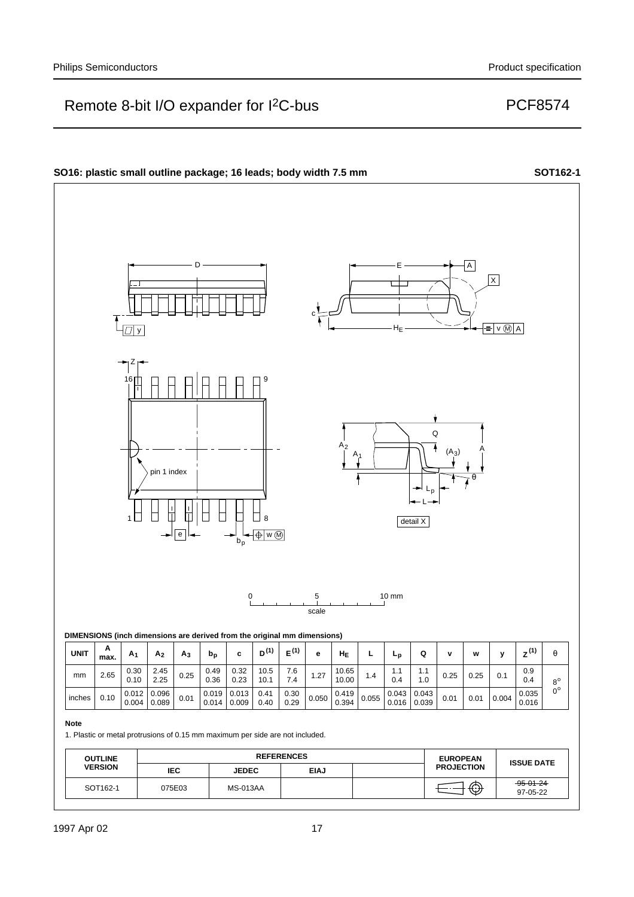**SO16: plastic small outline package; 16 leads; body width 7.5 mm** **SOT162-1**

**DIMENSIONS (inch dimensions are derived from the original mm dimensions)**

| UNIT | A max. | $A_1$ | $A_2$ | $A_3$ | $b_p$ | c | $D^{(1)}$ | $E^{(1)}$ | e | $H_E$ | L | $L_p$ | Q | v | w | y | $Z^{(1)}$ | θ |
|---|---|---|---|---|---|---|---|---|---|---|---|---|---|---|---|---|---|---|
| mm | 2.65 | 0.30<br>0.10 | 2.45<br>2.25 | 0.25 | 0.49<br>0.36 | 0.32<br>0.23 | 10.5<br>10.1 | 7.6<br>7.4 | 1.27 | 10.65<br>10.00 | 1.4 | 1.1<br>0.4 | 1.1<br>1.0 | 0.25 | 0.25 | 0.1 | 0.9<br>0.4 | 8°<br>0° |
| inches | 0.10 | 0.012<br>0.004 | 0.096<br>0.089 | 0.01 | 0.019<br>0.014 | 0.013<br>0.009 | 0.41<br>0.40 | 0.30<br>0.29 | 0.050 | 0.419<br>0.394 | 0.055 | 0.043<br>0.016 | 0.043<br>0.039 | 0.01 | 0.01 | 0.004 | 0.035<br>0.016 | |

**Note**

1. Plastic or metal protrusions of 0.15 mm maximum per side are not included.

| OUTLINE VERSION | REFERENCES | | | | EUROPEAN PROJECTION | ISSUE DATE |
|---|---|---|---|---|---|---|
| | IEC | JEDEC | EIAJ | | | |
| SOT162-1 | 075E03 | MS-013AA | | | | ~~95-01-24~~<br>97-05-22 |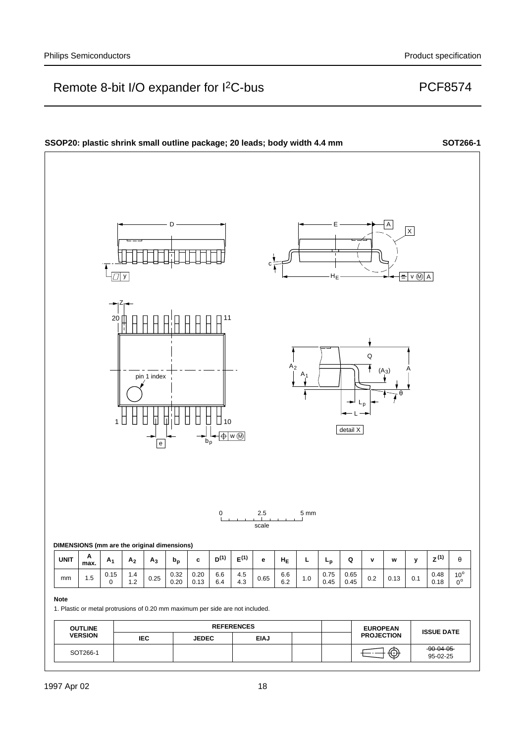### SSOP20: plastic shrink small outline package; 20 leads; body width 4.4 mm — SOT266-1

**DIMENSIONS (mm are the original dimensions)**

| UNIT | A max. | $A_1$ | $A_2$ | $A_3$ | $b_p$ | c | $D^{(1)}$ | $E^{(1)}$ | e | $H_E$ | L | $L_p$ | Q | v | w | y | $Z^{(1)}$ | θ |
|---|---|---|---|---|---|---|---|---|---|---|---|---|---|---|---|---|---|---|
| mm | 1.5 | 0.15<br>0 | 1.4<br>1.2 | 0.25 | 0.32<br>0.20 | 0.20<br>0.13 | 6.6<br>6.4 | 4.5<br>4.3 | 0.65 | 6.6<br>6.2 | 1.0 | 0.75<br>0.45 | 0.65<br>0.45 | 0.2 | 0.13 | 0.1 | 0.48<br>0.18 | 10°<br>0° |

**Note**

1. Plastic or metal protrusions of 0.20 mm maximum per side are not included.

| OUTLINE VERSION | REFERENCES | | | | | EUROPEAN PROJECTION | ISSUE DATE |
|---|---|---|---|---|---|---|---|
| | IEC | JEDEC | EIAJ | | | | |
| SOT266-1 | | | | | | | ~~90-04-05~~<br>95-02-25 |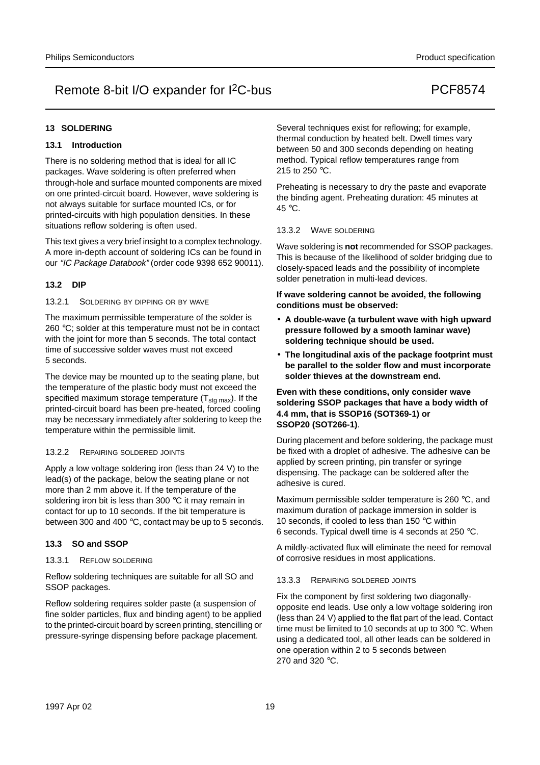## 13 SOLDERING

### 13.1 Introduction

There is no soldering method that is ideal for all IC packages. Wave soldering is often preferred when through-hole and surface mounted components are mixed on one printed-circuit board. However, wave soldering is not always suitable for surface mounted ICs, or for printed-circuits with high population densities. In these situations reflow soldering is often used.

This text gives a very brief insight to a complex technology. A more in-depth account of soldering ICs can be found in our *"IC Package Databook"* (order code 9398 652 90011).

### 13.2 DIP

#### 13.2.1 SOLDERING BY DIPPING OR BY WAVE

The maximum permissible temperature of the solder is 260 °C; solder at this temperature must not be in contact with the joint for more than 5 seconds. The total contact time of successive solder waves must not exceed 5 seconds.

The device may be mounted up to the seating plane, but the temperature of the plastic body must not exceed the specified maximum storage temperature ($T_{stg\ max}$). If the printed-circuit board has been pre-heated, forced cooling may be necessary immediately after soldering to keep the temperature within the permissible limit.

#### 13.2.2 REPAIRING SOLDERED JOINTS

Apply a low voltage soldering iron (less than 24 V) to the lead(s) of the package, below the seating plane or not more than 2 mm above it. If the temperature of the soldering iron bit is less than 300 °C it may remain in contact for up to 10 seconds. If the bit temperature is between 300 and 400 °C, contact may be up to 5 seconds.

### 13.3 SO and SSOP

#### 13.3.1 REFLOW SOLDERING

Reflow soldering techniques are suitable for all SO and SSOP packages.

Reflow soldering requires solder paste (a suspension of fine solder particles, flux and binding agent) to be applied to the printed-circuit board by screen printing, stencilling or pressure-syringe dispensing before package placement.

Several techniques exist for reflowing; for example, thermal conduction by heated belt. Dwell times vary between 50 and 300 seconds depending on heating method. Typical reflow temperatures range from 215 to 250 °C.

Preheating is necessary to dry the paste and evaporate the binding agent. Preheating duration: 45 minutes at 45 °C.

#### 13.3.2 WAVE SOLDERING

Wave soldering is **not** recommended for SSOP packages. This is because of the likelihood of solder bridging due to closely-spaced leads and the possibility of incomplete solder penetration in multi-lead devices.

**If wave soldering cannot be avoided, the following conditions must be observed:**

- **A double-wave (a turbulent wave with high upward pressure followed by a smooth laminar wave) soldering technique should be used.**
- **The longitudinal axis of the package footprint must be parallel to the solder flow and must incorporate solder thieves at the downstream end.**

**Even with these conditions, only consider wave soldering SSOP packages that have a body width of 4.4 mm, that is SSOP16 (SOT369-1) or SSOP20 (SOT266-1)**.

During placement and before soldering, the package must be fixed with a droplet of adhesive. The adhesive can be applied by screen printing, pin transfer or syringe dispensing. The package can be soldered after the adhesive is cured.

Maximum permissible solder temperature is 260 °C, and maximum duration of package immersion in solder is 10 seconds, if cooled to less than 150 °C within 6 seconds. Typical dwell time is 4 seconds at 250 °C.

A mildly-activated flux will eliminate the need for removal of corrosive residues in most applications.

#### 13.3.3 REPAIRING SOLDERED JOINTS

Fix the component by first soldering two diagonally-opposite end leads. Use only a low voltage soldering iron (less than 24 V) applied to the flat part of the lead. Contact time must be limited to 10 seconds at up to 300 °C. When using a dedicated tool, all other leads can be soldered in one operation within 2 to 5 seconds between 270 and 320 °C.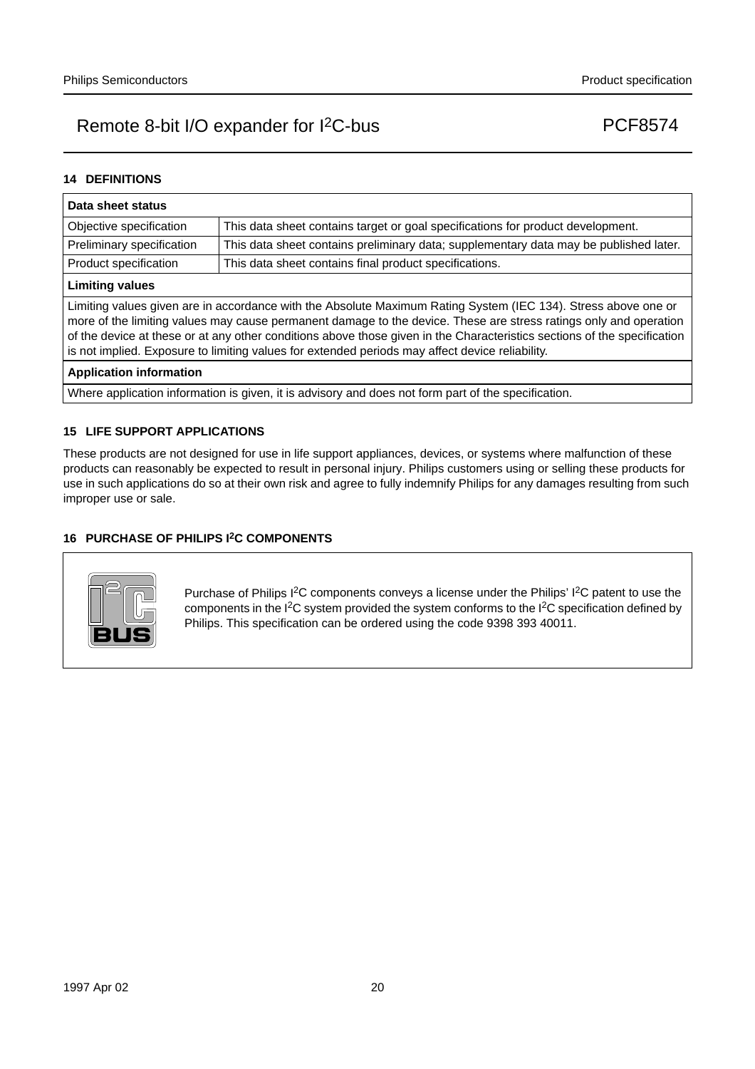## 14 DEFINITIONS

| Data sheet status | |
|---|---|
| Objective specification | This data sheet contains target or goal specifications for product development. |
| Preliminary specification | This data sheet contains preliminary data; supplementary data may be published later. |
| Product specification | This data sheet contains final product specifications. |
| **Limiting values** | |
| Limiting values given are in accordance with the Absolute Maximum Rating System (IEC 134). Stress above one or more of the limiting values may cause permanent damage to the device. These are stress ratings only and operation of the device at these or at any other conditions above those given in the Characteristics sections of the specification is not implied. Exposure to limiting values for extended periods may affect device reliability. | |
| **Application information** | |
| Where application information is given, it is advisory and does not form part of the specification. | |

## 15 LIFE SUPPORT APPLICATIONS

These products are not designed for use in life support appliances, devices, or systems where malfunction of these products can reasonably be expected to result in personal injury. Philips customers using or selling these products for use in such applications do so at their own risk and agree to fully indemnify Philips for any damages resulting from such improper use or sale.

## 16 PURCHASE OF PHILIPS I$^2$C COMPONENTS

Purchase of Philips I$^2$C components conveys a license under the Philips' I$^2$C patent to use the components in the I$^2$C system provided the system conforms to the I$^2$C specification defined by Philips. This specification can be ordered using the code 9398 393 40011.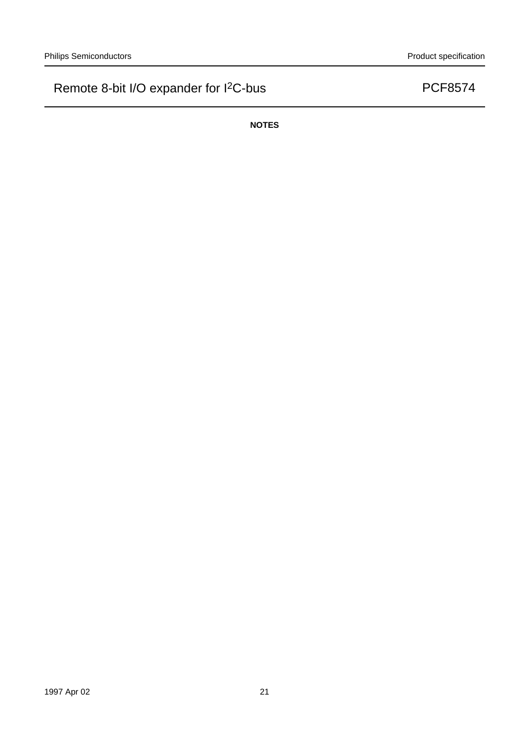**NOTES**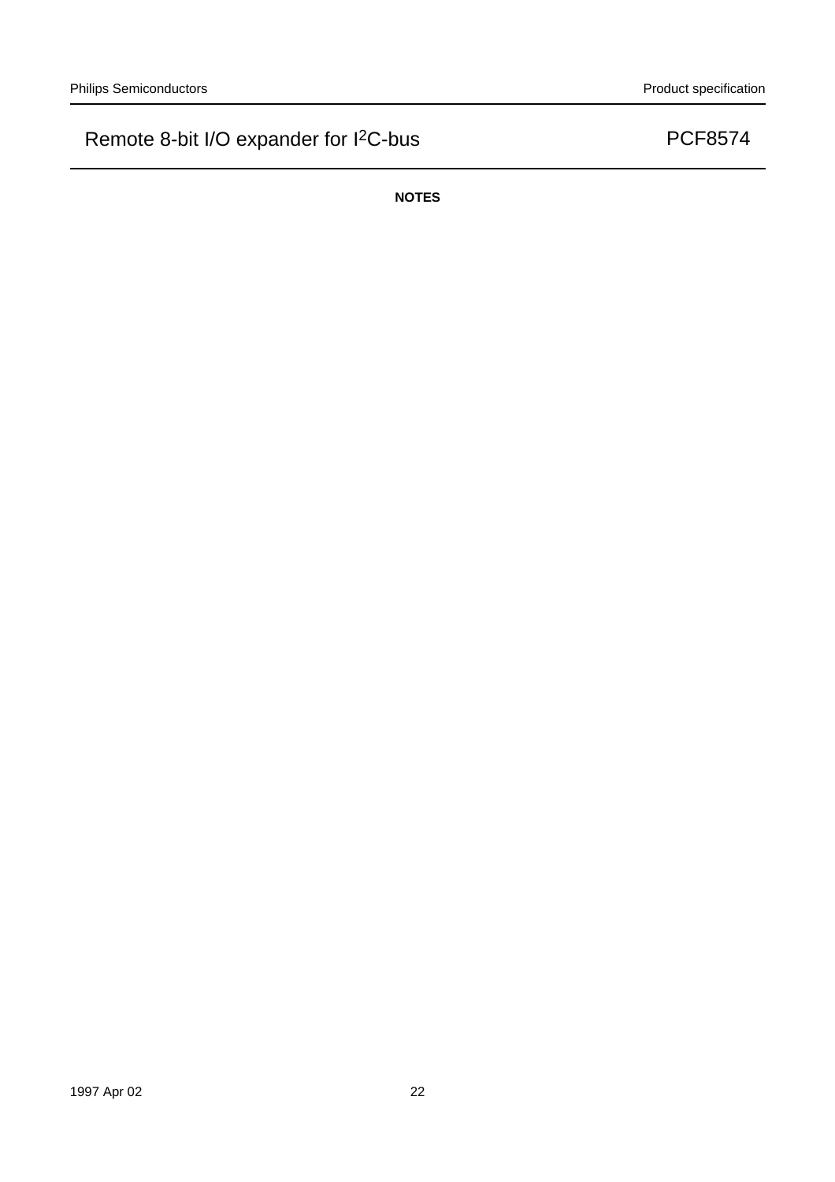**NOTES**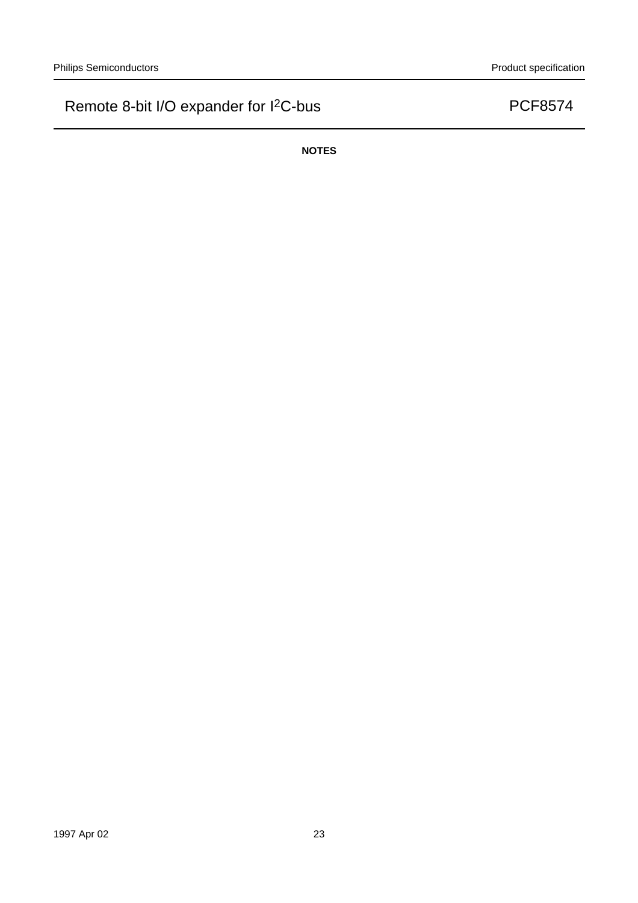**NOTES**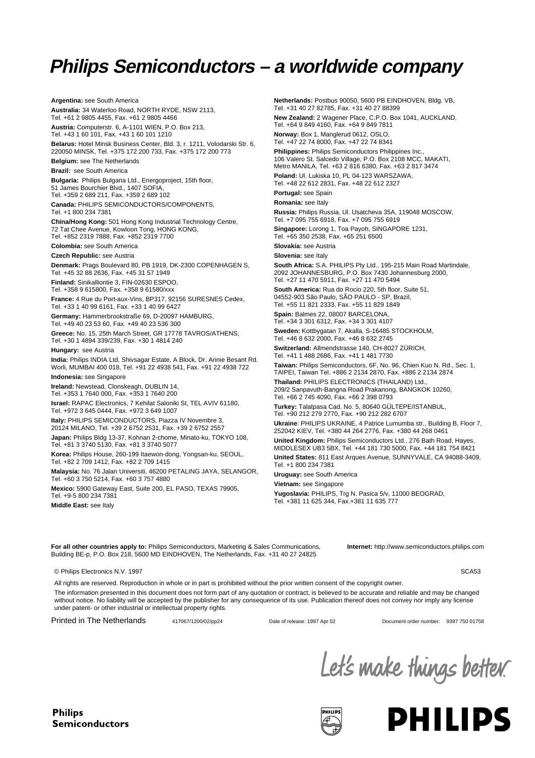# Philips Semiconductors – a worldwide company

**Argentina:** see South America

**Australia:** 34 Waterloo Road, NORTH RYDE, NSW 2113, Tel. +61 2 9805 4455, Fax. +61 2 9805 4466

**Austria:** Computerstr. 6, A-1101 WIEN, P.O. Box 213, Tel. +43 1 60 101, Fax. +43 1 60 101 1210

**Belarus:** Hotel Minsk Business Center, Bld. 3, r. 1211, Volodarski Str. 6, 220050 MINSK, Tel. +375 172 200 733, Fax. +375 172 200 773

**Belgium:** see The Netherlands

**Brazil:** see South America

**Bulgaria:** Philips Bulgaria Ltd., Energoproject, 15th floor, 51 James Bourchier Blvd., 1407 SOFIA, Tel. +359 2 689 211, Fax. +359 2 689 102

**Canada:** PHILIPS SEMICONDUCTORS/COMPONENTS, Tel. +1 800 234 7381

**China/Hong Kong:** 501 Hong Kong Industrial Technology Centre, 72 Tat Chee Avenue, Kowloon Tong, HONG KONG, Tel. +852 2319 7888, Fax. +852 2319 7700

**Colombia:** see South America

**Czech Republic:** see Austria

**Denmark:** Prags Boulevard 80, PB 1919, DK-2300 COPENHAGEN S, Tel. +45 32 88 2636, Fax. +45 31 57 1949

**Finland:** Sinikalliontie 3, FIN-02630 ESPOO, Tel. +358 9 615800, Fax. +358 9 61580/xxx

**France:** 4 Rue du Port-aux-Vins, BP317, 92156 SURESNES Cedex, Tel. +33 1 40 99 6161, Fax. +33 1 40 99 6427

**Germany:** Hammerbrookstraße 69, D-20097 HAMBURG, Tel. +49 40 23 53 60, Fax. +49 40 23 536 300

**Greece:** No. 15, 25th March Street, GR 17778 TAVROS/ATHENS, Tel. +30 1 4894 339/239, Fax. +30 1 4814 240

**Hungary:** see Austria

**India:** Philips INDIA Ltd, Shivsagar Estate, A Block, Dr. Annie Besant Rd. Worli, MUMBAI 400 018, Tel. +91 22 4938 541, Fax. +91 22 4938 722

**Indonesia:** see Singapore

**Ireland:** Newstead, Clonskeagh, DUBLIN 14, Tel. +353 1 7640 000, Fax. +353 1 7640 200

**Israel:** RAPAC Electronics, 7 Kehilat Saloniki St, TEL AVIV 61180, Tel. +972 3 645 0444, Fax. +972 3 649 1007

**Italy:** PHILIPS SEMICONDUCTORS, Piazza IV Novembre 3, 20124 MILANO, Tel. +39 2 6752 2531, Fax. +39 2 6752 2557

**Japan:** Philips Bldg 13-37, Kohnan 2-chome, Minato-ku, TOKYO 108, Tel. +81 3 3740 5130, Fax. +81 3 3740 5077

**Korea:** Philips House, 260-199 Itaewon-dong, Yongsan-ku, SEOUL, Tel. +82 2 709 1412, Fax. +82 2 709 1415

**Malaysia:** No. 76 Jalan Universiti, 46200 PETALING JAYA, SELANGOR, Tel. +60 3 750 5214, Fax. +60 3 757 4880

**Mexico:** 5900 Gateway East, Suite 200, EL PASO, TEXAS 79905, Tel. +9-5 800 234 7381

**Middle East:** see Italy

**Netherlands:** Postbus 90050, 5600 PB EINDHOVEN, Bldg. VB, Tel. +31 40 27 82785, Fax. +31 40 27 88399

**New Zealand:** 2 Wagener Place, C.P.O. Box 1041, AUCKLAND, Tel. +64 9 849 4160, Fax. +64 9 849 7811

**Norway:** Box 1, Manglerud 0612, OSLO, Tel. +47 22 74 8000, Fax. +47 22 74 8341

**Philippines:** Philips Semiconductors Philippines Inc., 106 Valero St. Salcedo Village, P.O. Box 2108 MCC, MAKATI, Metro MANILA, Tel. +63 2 816 6380, Fax. +63 2 817 3474

**Poland:** Ul. Lukiska 10, PL 04-123 WARSZAWA, Tel. +48 22 612 2831, Fax. +48 22 612 2327

**Portugal:** see Spain

**Romania:** see Italy

**Russia:** Philips Russia, Ul. Usatcheva 35A, 119048 MOSCOW, Tel. +7 095 755 6918, Fax. +7 095 755 6919

**Singapore:** Lorong 1, Toa Payoh, SINGAPORE 1231, Tel. +65 350 2538, Fax. +65 251 6500

**Slovakia:** see Austria

**Slovenia:** see Italy

**South Africa:** S.A. PHILIPS Pty Ltd., 195-215 Main Road Martindale, 2092 JOHANNESBURG, P.O. Box 7430 Johannesburg 2000, Tel. +27 11 470 5911, Fax. +27 11 470 5494

**South America:** Rua do Rocio 220, 5th floor, Suite 51, 04552-903 São Paulo, SÃO PAULO - SP, Brazil, Tel. +55 11 821 2333, Fax. +55 11 829 1849

**Spain:** Balmes 22, 08007 BARCELONA, Tel. +34 3 301 6312, Fax. +34 3 301 4107

**Sweden:** Kottbygatan 7, Akalla, S-16485 STOCKHOLM, Tel. +46 8 632 2000, Fax. +46 8 632 2745

**Switzerland:** Allmendstrasse 140, CH-8027 ZÜRICH, Tel. +41 1 488 2686, Fax. +41 1 481 7730

**Taiwan:** Philips Semiconductors, 6F, No. 96, Chien Kuo N. Rd., Sec. 1, TAIPEI, Taiwan Tel. +886 2 2134 2870, Fax. +886 2 2134 2874

**Thailand:** PHILIPS ELECTRONICS (THAILAND) Ltd., 209/2 Sanpavuth-Bangna Road Prakanong, BANGKOK 10260, Tel. +66 2 745 4090, Fax. +66 2 398 0793

**Turkey:** Talatpasa Cad. No. 5, 80640 GÜLTEPE/ISTANBUL, Tel. +90 212 279 2770, Fax. +90 212 282 6707

**Ukraine**: PHILIPS UKRAINE, 4 Patrice Lumumba str., Building B, Floor 7, 252042 KIEV, Tel. +380 44 264 2776, Fax. +380 44 268 0461

**United Kingdom:** Philips Semiconductors Ltd., 276 Bath Road, Hayes, MIDDLESEX UB3 5BX, Tel. +44 181 730 5000, Fax. +44 181 754 8421

**United States:** 811 East Arques Avenue, SUNNYVALE, CA 94088-3409, Tel. +1 800 234 7381

**Uruguay:** see South America

**Vietnam:** see Singapore

**Yugoslavia:** PHILIPS, Trg N. Pasica 5/v, 11000 BEOGRAD, Tel. +381 11 625 344, Fax.+381 11 635 777

**For all other countries apply to:** Philips Semiconductors, Marketing & Sales Communications, Building BE-p, P.O. Box 218, 5600 MD EINDHOVEN, The Netherlands, Fax. +31 40 27 24825

**Internet:** http://www.semiconductors.philips.com

© Philips Electronics N.V. 1997

SCA53

All rights are reserved. Reproduction in whole or in part is prohibited without the prior written consent of the copyright owner.

The information presented in this document does not form part of any quotation or contract, is believed to be accurate and reliable and may be changed without notice. No liability will be accepted by the publisher for any consequence of its use. Publication thereof does not convey nor imply any license under patent- or other industrial or intellectual property rights.

Printed in The Netherlands

417067/1200/02/pp24

Date of release: 1997 Apr 02

Document order number: 9397 750 01758

Let's make things better.

Philips Semiconductors

PHILIPS